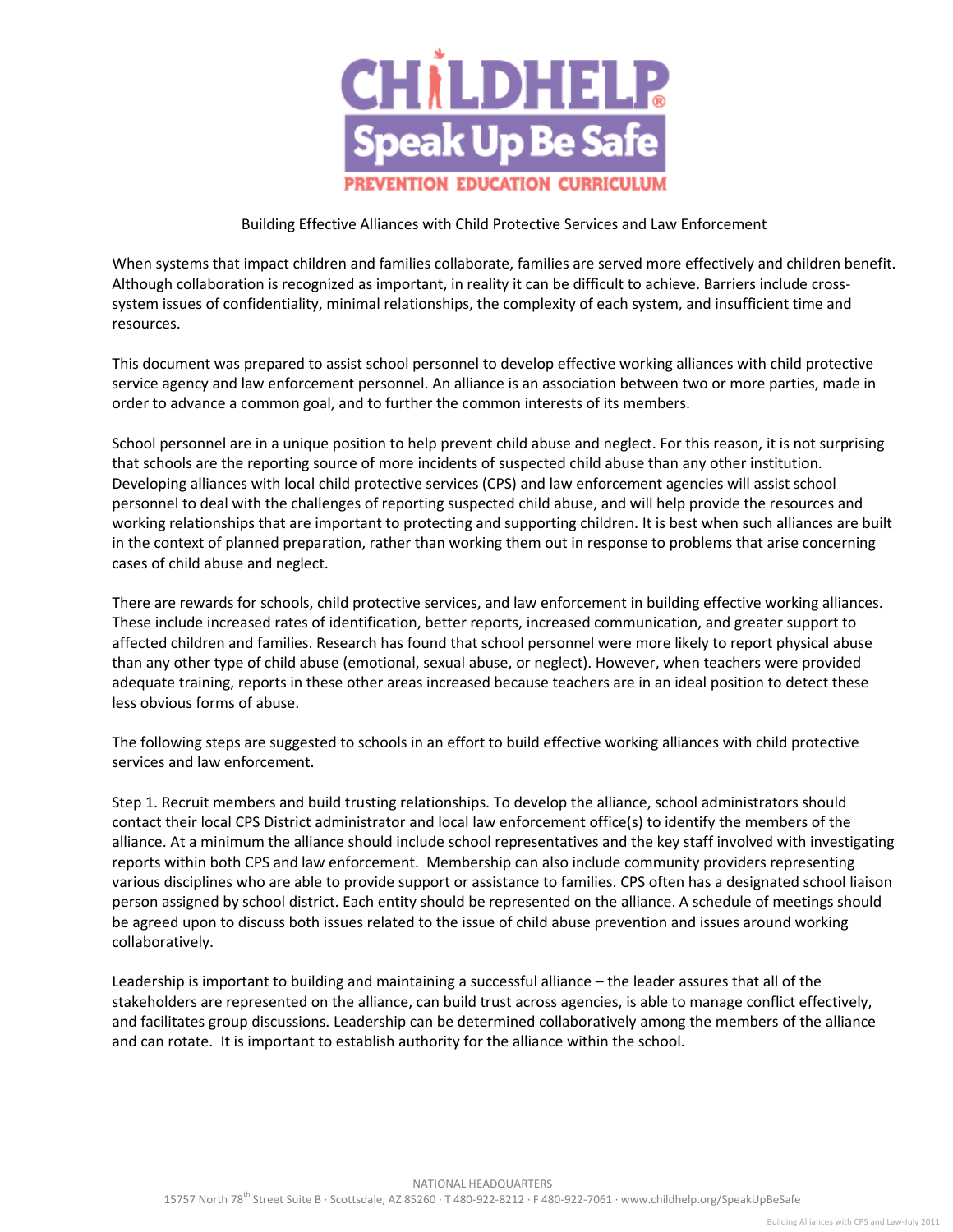# CHILDHELP® Speak Up Be Safe

PREVENTION EDUCATION CURRICULUM

## Building Effective Alliances with Child Protective Services and Law Enforcement

When systems that impact children and families collaborate, families are served more effectively and children benefit. Although collaboration is recognized as important, in reality it can be difficult to achieve. Barriers include cross-system issues of confidentiality, minimal relationships, the complexity of each system, and insufficient time and resources.

This document was prepared to assist school personnel to develop effective working alliances with child protective service agency and law enforcement personnel. An alliance is an association between two or more parties, made in order to advance a common goal, and to further the common interests of its members.

School personnel are in a unique position to help prevent child abuse and neglect. For this reason, it is not surprising that schools are the reporting source of more incidents of suspected child abuse than any other institution. Developing alliances with local child protective services (CPS) and law enforcement agencies will assist school personnel to deal with the challenges of reporting suspected child abuse, and will help provide the resources and working relationships that are important to protecting and supporting children. It is best when such alliances are built in the context of planned preparation, rather than working them out in response to problems that arise concerning cases of child abuse and neglect.

There are rewards for schools, child protective services, and law enforcement in building effective working alliances. These include increased rates of identification, better reports, increased communication, and greater support to affected children and families. Research has found that school personnel were more likely to report physical abuse than any other type of child abuse (emotional, sexual abuse, or neglect). However, when teachers were provided adequate training, reports in these other areas increased because teachers are in an ideal position to detect these less obvious forms of abuse.

The following steps are suggested to schools in an effort to build effective working alliances with child protective services and law enforcement.

Step 1. Recruit members and build trusting relationships. To develop the alliance, school administrators should contact their local CPS District administrator and local law enforcement office(s) to identify the members of the alliance. At a minimum the alliance should include school representatives and the key staff involved with investigating reports within both CPS and law enforcement. Membership can also include community providers representing various disciplines who are able to provide support or assistance to families. CPS often has a designated school liaison person assigned by school district. Each entity should be represented on the alliance. A schedule of meetings should be agreed upon to discuss both issues related to the issue of child abuse prevention and issues around working collaboratively.

Leadership is important to building and maintaining a successful alliance – the leader assures that all of the stakeholders are represented on the alliance, can build trust across agencies, is able to manage conflict effectively, and facilitates group discussions. Leadership can be determined collaboratively among the members of the alliance and can rotate. It is important to establish authority for the alliance within the school.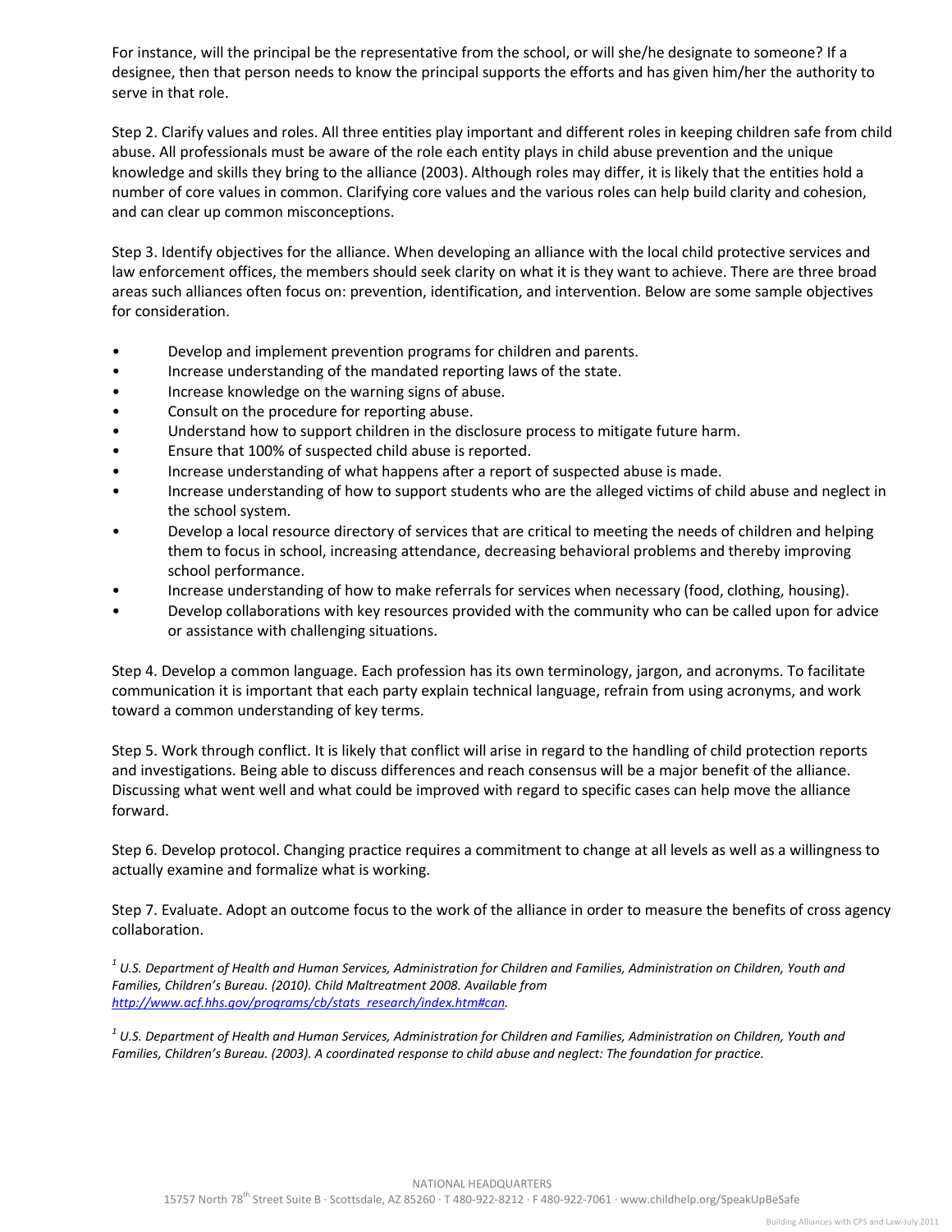For instance, will the principal be the representative from the school, or will she/he designate to someone? If a designee, then that person needs to know the principal supports the efforts and has given him/her the authority to serve in that role.

Step 2. Clarify values and roles. All three entities play important and different roles in keeping children safe from child abuse. All professionals must be aware of the role each entity plays in child abuse prevention and the unique knowledge and skills they bring to the alliance (2003). Although roles may differ, it is likely that the entities hold a number of core values in common. Clarifying core values and the various roles can help build clarity and cohesion, and can clear up common misconceptions.

Step 3. Identify objectives for the alliance. When developing an alliance with the local child protective services and law enforcement offices, the members should seek clarity on what it is they want to achieve. There are three broad areas such alliances often focus on: prevention, identification, and intervention. Below are some sample objectives for consideration.

- Develop and implement prevention programs for children and parents.
- Increase understanding of the mandated reporting laws of the state.
- Increase knowledge on the warning signs of abuse.
- Consult on the procedure for reporting abuse.
- Understand how to support children in the disclosure process to mitigate future harm.
- Ensure that 100% of suspected child abuse is reported.
- Increase understanding of what happens after a report of suspected abuse is made.
- Increase understanding of how to support students who are the alleged victims of child abuse and neglect in the school system.
- Develop a local resource directory of services that are critical to meeting the needs of children and helping them to focus in school, increasing attendance, decreasing behavioral problems and thereby improving school performance.
- Increase understanding of how to make referrals for services when necessary (food, clothing, housing).
- Develop collaborations with key resources provided with the community who can be called upon for advice or assistance with challenging situations.

Step 4. Develop a common language. Each profession has its own terminology, jargon, and acronyms. To facilitate communication it is important that each party explain technical language, refrain from using acronyms, and work toward a common understanding of key terms.

Step 5. Work through conflict. It is likely that conflict will arise in regard to the handling of child protection reports and investigations. Being able to discuss differences and reach consensus will be a major benefit of the alliance. Discussing what went well and what could be improved with regard to specific cases can help move the alliance forward.

Step 6. Develop protocol. Changing practice requires a commitment to change at all levels as well as a willingness to actually examine and formalize what is working.

Step 7. Evaluate. Adopt an outcome focus to the work of the alliance in order to measure the benefits of cross agency collaboration.

[1] *U.S. Department of Health and Human Services, Administration for Children and Families, Administration on Children, Youth and Families, Children's Bureau. (2010). Child Maltreatment 2008. Available from [http://www.acf.hhs.gov/programs/cb/stats_research/index.htm#can](http://www.acf.hhs.gov/programs/cb/stats_research/index.htm#can).*

[1] *U.S. Department of Health and Human Services, Administration for Children and Families, Administration on Children, Youth and Families, Children's Bureau. (2003). A coordinated response to child abuse and neglect: The foundation for practice.*

NATIONAL HEADQUARTERS

15757 North 78th Street Suite B · Scottsdale, AZ 85260 · T 480-922-8212 · F 480-922-7061 · www.childhelp.org/SpeakUpBeSafe